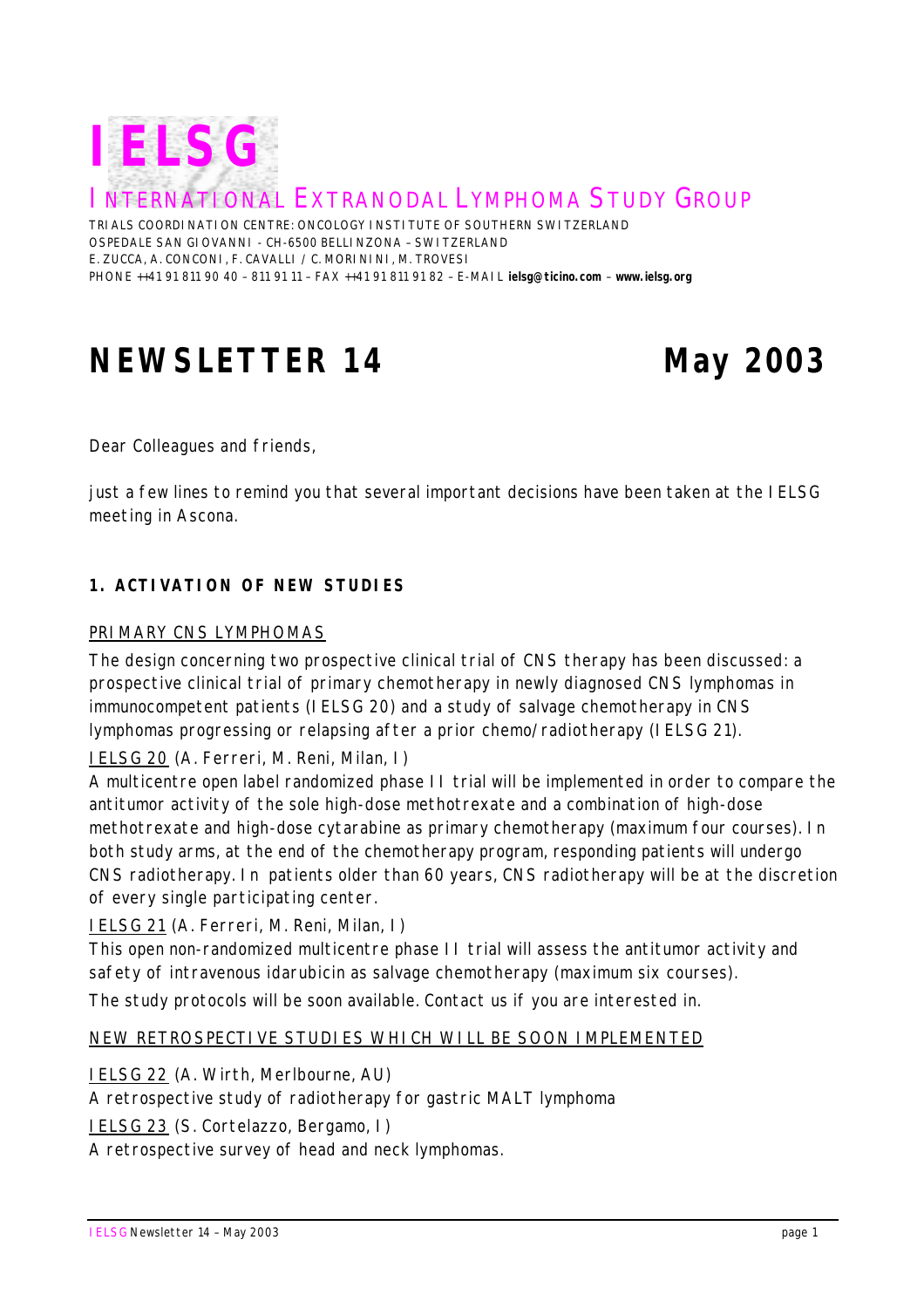# IELSG

## INTERNATIONAL EXTRANODAL LYMPHOMA STUDY GROUP

TRIALS COORDINATION CENTRE: ONCOLOGY INSTITUTE OF SOUTHERN SWITZERLAND
OSPEDALE SAN GIOVANNI - CH-6500 BELLINZONA – SWITZERLAND
E. ZUCCA, A. CONCONI, F. CAVALLI / C. MORININI, M. TROVESI
PHONE ++41 91 811 90 40 – 811 91 11 – FAX ++41 91 811 91 82 – E-MAIL **ielsg@ticino.com** – **www.ielsg.org**

# NEWSLETTER 14 May 2003

Dear Colleagues and friends,

just a few lines to remind you that several important decisions have been taken at the IELSG meeting in Ascona.

### 1. ACTIVATION OF NEW STUDIES

PRIMARY CNS LYMPHOMAS

The design concerning two prospective clinical trial of CNS therapy has been discussed: a prospective clinical trial of primary chemotherapy in newly diagnosed CNS lymphomas in immunocompetent patients (IELSG 20) and a study of salvage chemotherapy in CNS lymphomas progressing or relapsing after a prior chemo/radiotherapy (IELSG 21).

IELSG 20 (A. Ferreri, M. Reni, Milan, I)
A multicentre open label randomized phase II trial will be implemented in order to compare the antitumor activity of the sole high-dose methotrexate and a combination of high-dose methotrexate and high-dose cytarabine as primary chemotherapy (maximum four courses). In both study arms, at the end of the chemotherapy program, responding patients will undergo CNS radiotherapy. In patients older than 60 years, CNS radiotherapy will be at the discretion of every single participating center.

IELSG 21 (A. Ferreri, M. Reni, Milan, I)
This open non-randomized multicentre phase II trial will assess the antitumor activity and safety of intravenous idarubicin as salvage chemotherapy (maximum six courses).

The study protocols will be soon available. Contact us if you are interested in.

NEW RETROSPECTIVE STUDIES WHICH WILL BE SOON IMPLEMENTED

IELSG 22 (A. Wirth, Merlbourne, AU)
A retrospective study of radiotherapy for gastric MALT lymphoma

IELSG 23 (S. Cortelazzo, Bergamo, I)
A retrospective survey of head and neck lymphomas.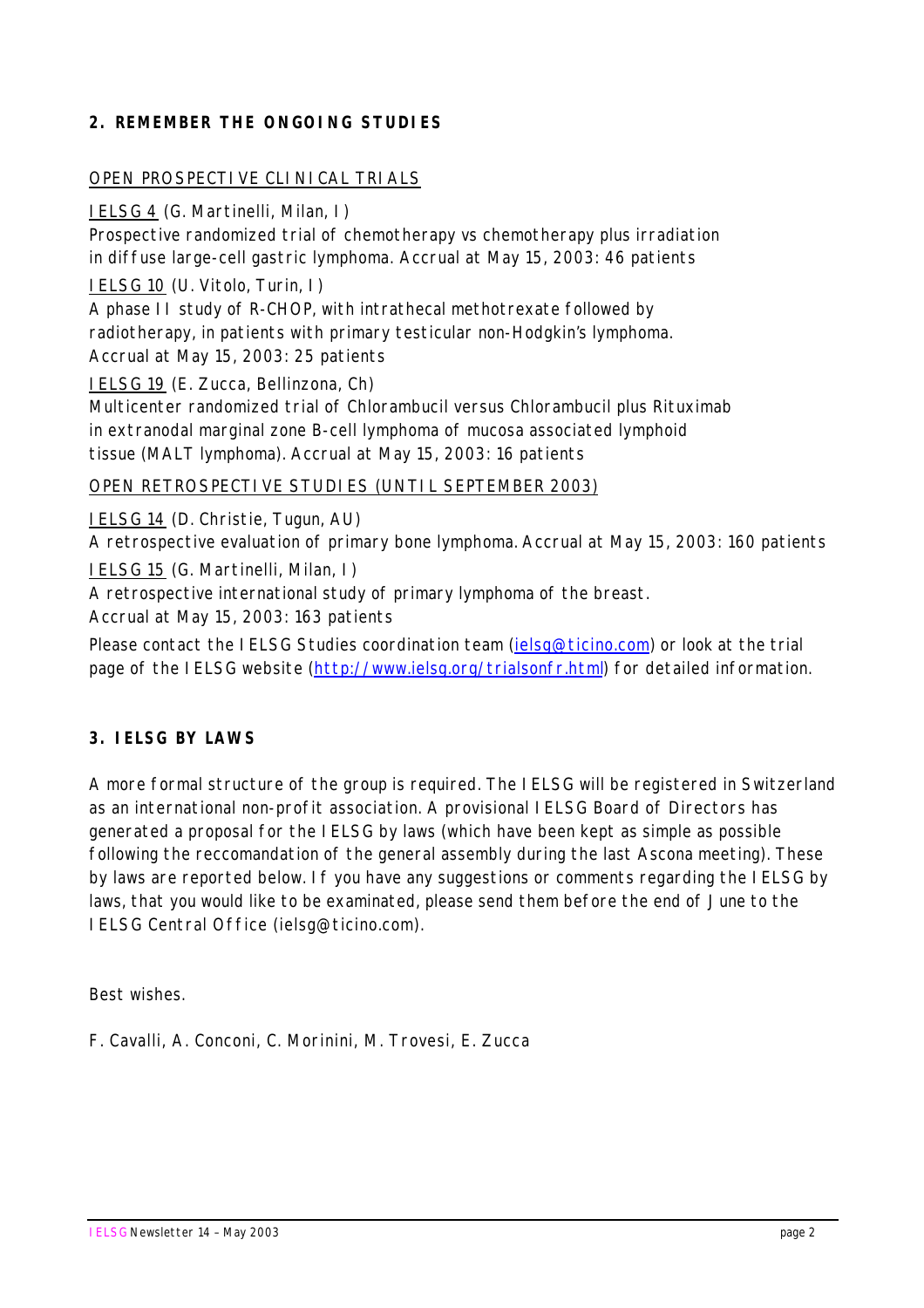## 2. REMEMBER THE ONGOING STUDIES

OPEN PROSPECTIVE CLINICAL TRIALS

IELSG 4 (G. Martinelli, Milan, I)
Prospective randomized trial of chemotherapy vs chemotherapy plus irradiation in diffuse large-cell gastric lymphoma. Accrual at May 15, 2003: 46 patients

IELSG 10 (U. Vitolo, Turin, I)
A phase II study of R-CHOP, with intrathecal methotrexate followed by radiotherapy, in patients with primary testicular non-Hodgkin's lymphoma. Accrual at May 15, 2003: 25 patients

IELSG 19 (E. Zucca, Bellinzona, Ch)
Multicenter randomized trial of Chlorambucil versus Chlorambucil plus Rituximab in extranodal marginal zone B-cell lymphoma of mucosa associated lymphoid tissue (MALT lymphoma). Accrual at May 15, 2003: 16 patients

OPEN RETROSPECTIVE STUDIES (UNTIL SEPTEMBER 2003)

IELSG 14 (D. Christie, Tugun, AU)
A retrospective evaluation of primary bone lymphoma. Accrual at May 15, 2003: 160 patients

IELSG 15 (G. Martinelli, Milan, I)
A retrospective international study of primary lymphoma of the breast. Accrual at May 15, 2003: 163 patients

Please contact the IELSG Studies coordination team (ielsg@ticino.com) or look at the trial page of the IELSG website (http://www.ielsg.org/trialsonfr.html) for detailed information.

## 3. IELSG BY LAWS

A more formal structure of the group is required. The IELSG will be registered in Switzerland as an international non-profit association. A provisional IELSG Board of Directors has generated a proposal for the IELSG by laws (which have been kept as simple as possible following the reccomandation of the general assembly during the last Ascona meeting). These by laws are reported below. If you have any suggestions or comments regarding the IELSG by laws, that you would like to be examinated, please send them before the end of June to the IELSG Central Office (ielsg@ticino.com).

Best wishes.

F. Cavalli, A. Conconi, C. Morinini, M. Trovesi, E. Zucca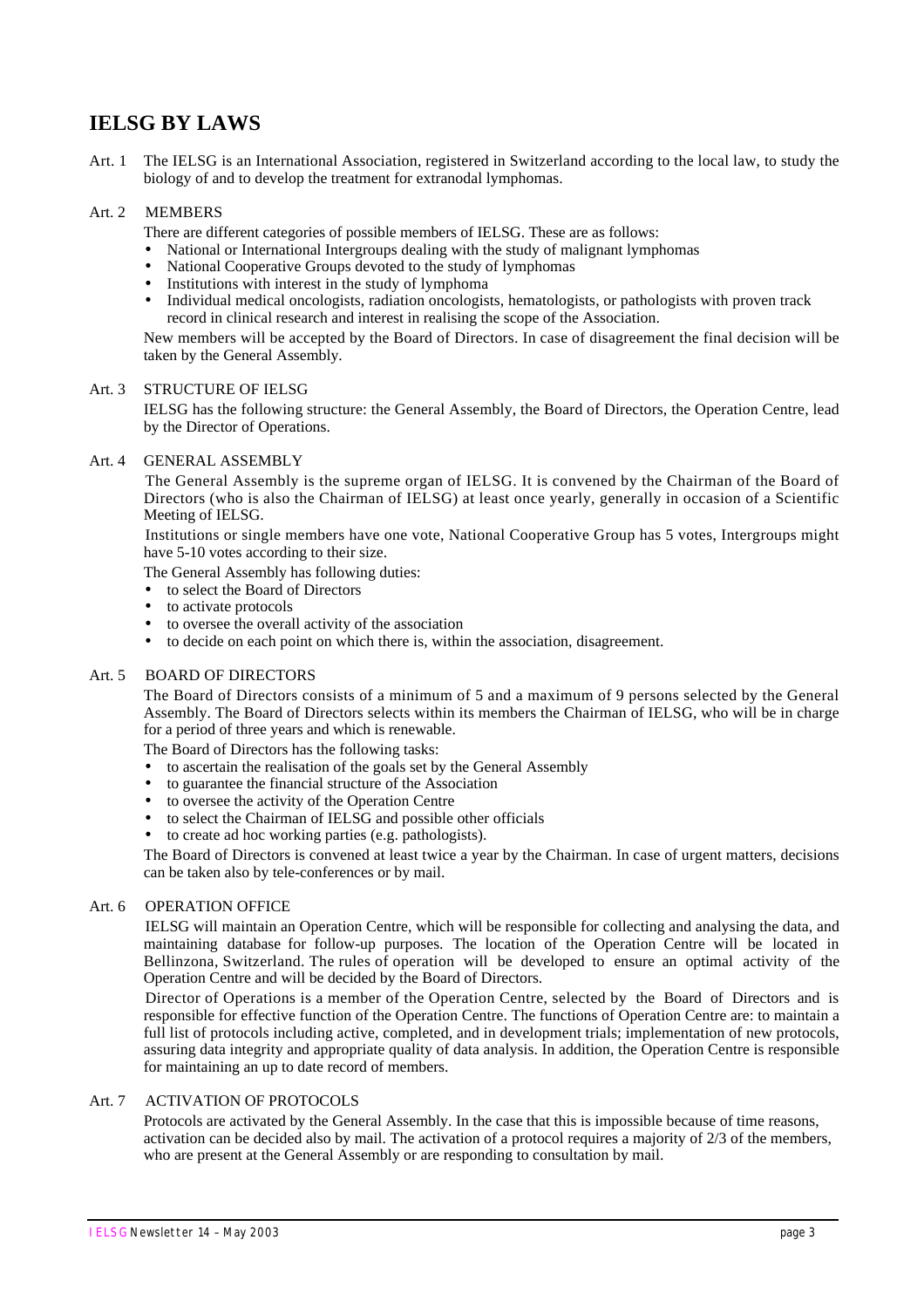# IELSG BY LAWS

Art. 1 The IELSG is an International Association, registered in Switzerland according to the local law, to study the biology of and to develop the treatment for extranodal lymphomas.

Art. 2 MEMBERS

There are different categories of possible members of IELSG. These are as follows:

- National or International Intergroups dealing with the study of malignant lymphomas
- National Cooperative Groups devoted to the study of lymphomas
- Institutions with interest in the study of lymphoma
- Individual medical oncologists, radiation oncologists, hematologists, or pathologists with proven track record in clinical research and interest in realising the scope of the Association.

New members will be accepted by the Board of Directors. In case of disagreement the final decision will be taken by the General Assembly.

Art. 3 STRUCTURE OF IELSG

IELSG has the following structure: the General Assembly, the Board of Directors, the Operation Centre, lead by the Director of Operations.

Art. 4 GENERAL ASSEMBLY

The General Assembly is the supreme organ of IELSG. It is convened by the Chairman of the Board of Directors (who is also the Chairman of IELSG) at least once yearly, generally in occasion of a Scientific Meeting of IELSG.

Institutions or single members have one vote, National Cooperative Group has 5 votes, Intergroups might have 5-10 votes according to their size.

The General Assembly has following duties:

- to select the Board of Directors
- to activate protocols
- to oversee the overall activity of the association
- to decide on each point on which there is, within the association, disagreement.

Art. 5 BOARD OF DIRECTORS

The Board of Directors consists of a minimum of 5 and a maximum of 9 persons selected by the General Assembly. The Board of Directors selects within its members the Chairman of IELSG, who will be in charge for a period of three years and which is renewable.

The Board of Directors has the following tasks:

- to ascertain the realisation of the goals set by the General Assembly
- to guarantee the financial structure of the Association
- to oversee the activity of the Operation Centre
- to select the Chairman of IELSG and possible other officials
- to create ad hoc working parties (e.g. pathologists).

The Board of Directors is convened at least twice a year by the Chairman. In case of urgent matters, decisions can be taken also by tele-conferences or by mail.

Art. 6 OPERATION OFFICE

IELSG will maintain an Operation Centre, which will be responsible for collecting and analysing the data, and maintaining database for follow-up purposes. The location of the Operation Centre will be located in Bellinzona, Switzerland. The rules of operation will be developed to ensure an optimal activity of the Operation Centre and will be decided by the Board of Directors.

Director of Operations is a member of the Operation Centre, selected by the Board of Directors and is responsible for effective function of the Operation Centre. The functions of Operation Centre are: to maintain a full list of protocols including active, completed, and in development trials; implementation of new protocols, assuring data integrity and appropriate quality of data analysis. In addition, the Operation Centre is responsible for maintaining an up to date record of members.

Art. 7 ACTIVATION OF PROTOCOLS

Protocols are activated by the General Assembly. In the case that this is impossible because of time reasons, activation can be decided also by mail. The activation of a protocol requires a majority of 2/3 of the members, who are present at the General Assembly or are responding to consultation by mail.